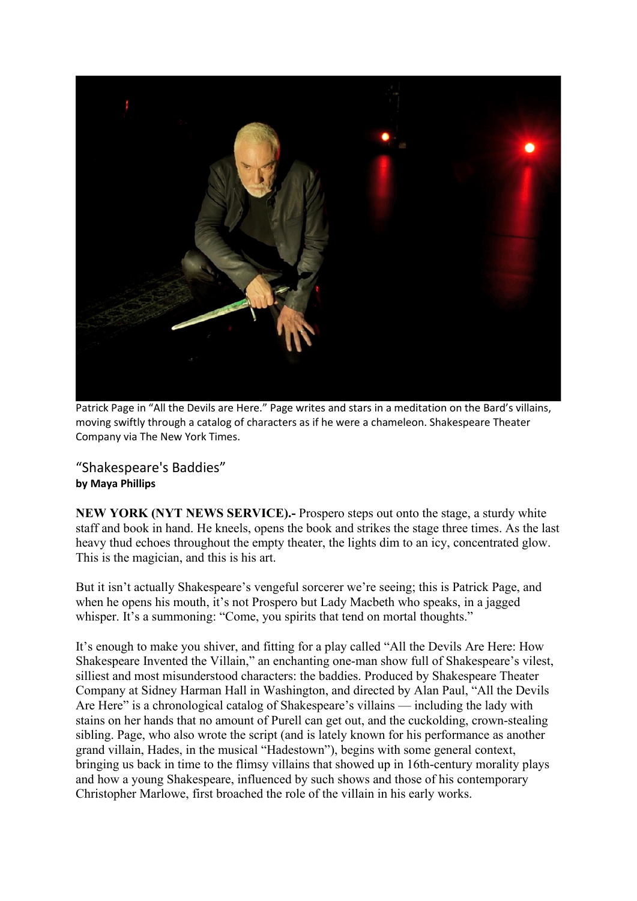Patrick Page in "All the Devils are Here." Page writes and stars in a meditation on the Bard's villains, moving swiftly through a catalog of characters as if he were a chameleon. Shakespeare Theater Company via The New York Times.

# "Shakespeare's Baddies"

**by Maya Phillips**

**NEW YORK (NYT NEWS SERVICE).-** Prospero steps out onto the stage, a sturdy white staff and book in hand. He kneels, opens the book and strikes the stage three times. As the last heavy thud echoes throughout the empty theater, the lights dim to an icy, concentrated glow. This is the magician, and this is his art.

But it isn't actually Shakespeare's vengeful sorcerer we're seeing; this is Patrick Page, and when he opens his mouth, it's not Prospero but Lady Macbeth who speaks, in a jagged whisper. It's a summoning: "Come, you spirits that tend on mortal thoughts."

It's enough to make you shiver, and fitting for a play called "All the Devils Are Here: How Shakespeare Invented the Villain," an enchanting one-man show full of Shakespeare's vilest, silliest and most misunderstood characters: the baddies. Produced by Shakespeare Theater Company at Sidney Harman Hall in Washington, and directed by Alan Paul, "All the Devils Are Here" is a chronological catalog of Shakespeare's villains — including the lady with stains on her hands that no amount of Purell can get out, and the cuckolding, crown-stealing sibling. Page, who also wrote the script (and is lately known for his performance as another grand villain, Hades, in the musical "Hadestown"), begins with some general context, bringing us back in time to the flimsy villains that showed up in 16th-century morality plays and how a young Shakespeare, influenced by such shows and those of his contemporary Christopher Marlowe, first broached the role of the villain in his early works.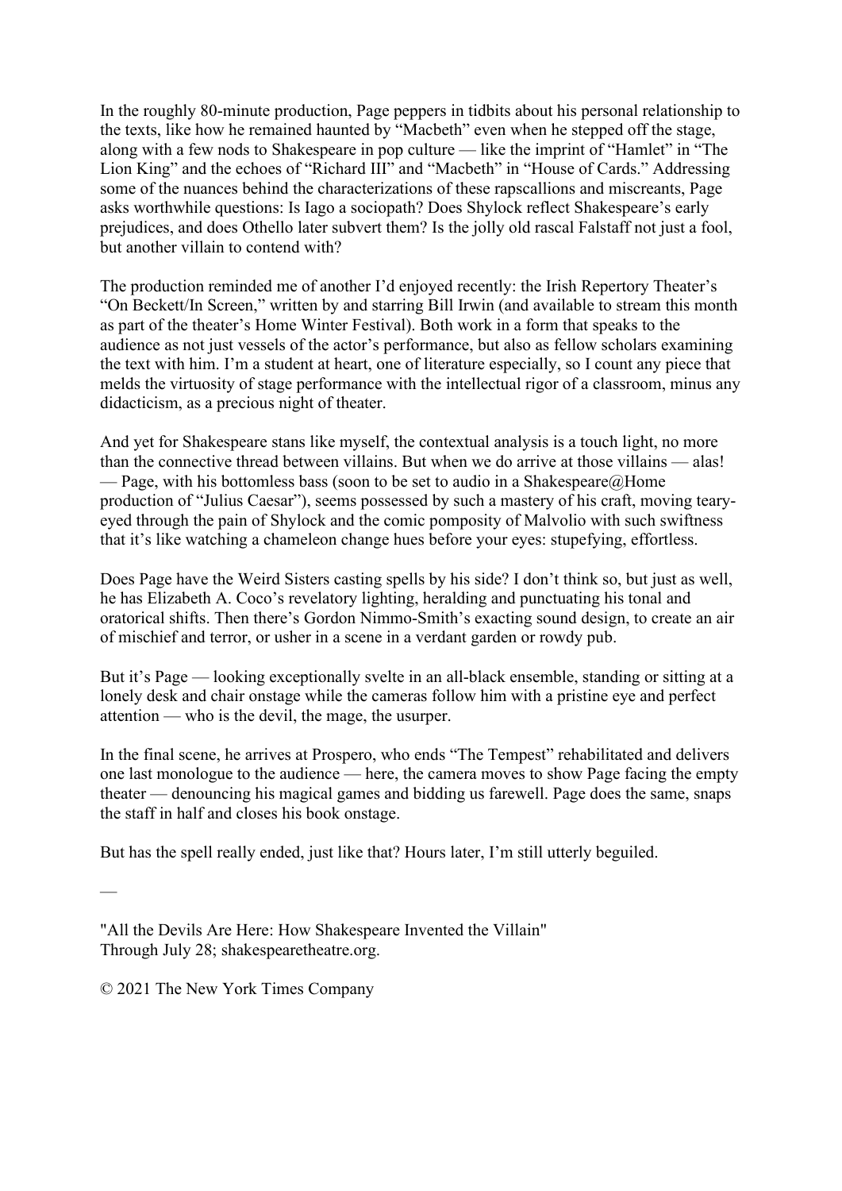In the roughly 80-minute production, Page peppers in tidbits about his personal relationship to the texts, like how he remained haunted by "Macbeth" even when he stepped off the stage, along with a few nods to Shakespeare in pop culture — like the imprint of "Hamlet" in "The Lion King" and the echoes of "Richard III" and "Macbeth" in "House of Cards." Addressing some of the nuances behind the characterizations of these rapscallions and miscreants, Page asks worthwhile questions: Is Iago a sociopath? Does Shylock reflect Shakespeare's early prejudices, and does Othello later subvert them? Is the jolly old rascal Falstaff not just a fool, but another villain to contend with?

The production reminded me of another I'd enjoyed recently: the Irish Repertory Theater's "On Beckett/In Screen," written by and starring Bill Irwin (and available to stream this month as part of the theater's Home Winter Festival). Both work in a form that speaks to the audience as not just vessels of the actor's performance, but also as fellow scholars examining the text with him. I'm a student at heart, one of literature especially, so I count any piece that melds the virtuosity of stage performance with the intellectual rigor of a classroom, minus any didacticism, as a precious night of theater.

And yet for Shakespeare stans like myself, the contextual analysis is a touch light, no more than the connective thread between villains. But when we do arrive at those villains — alas! — Page, with his bottomless bass (soon to be set to audio in a Shakespeare@Home production of "Julius Caesar"), seems possessed by such a mastery of his craft, moving teary-eyed through the pain of Shylock and the comic pomposity of Malvolio with such swiftness that it's like watching a chameleon change hues before your eyes: stupefying, effortless.

Does Page have the Weird Sisters casting spells by his side? I don't think so, but just as well, he has Elizabeth A. Coco's revelatory lighting, heralding and punctuating his tonal and oratorical shifts. Then there's Gordon Nimmo-Smith's exacting sound design, to create an air of mischief and terror, or usher in a scene in a verdant garden or rowdy pub.

But it's Page — looking exceptionally svelte in an all-black ensemble, standing or sitting at a lonely desk and chair onstage while the cameras follow him with a pristine eye and perfect attention — who is the devil, the mage, the usurper.

In the final scene, he arrives at Prospero, who ends "The Tempest" rehabilitated and delivers one last monologue to the audience — here, the camera moves to show Page facing the empty theater — denouncing his magical games and bidding us farewell. Page does the same, snaps the staff in half and closes his book onstage.

But has the spell really ended, just like that? Hours later, I'm still utterly beguiled.

—

"All the Devils Are Here: How Shakespeare Invented the Villain"
Through July 28; shakespearetheatre.org.

© 2021 The New York Times Company